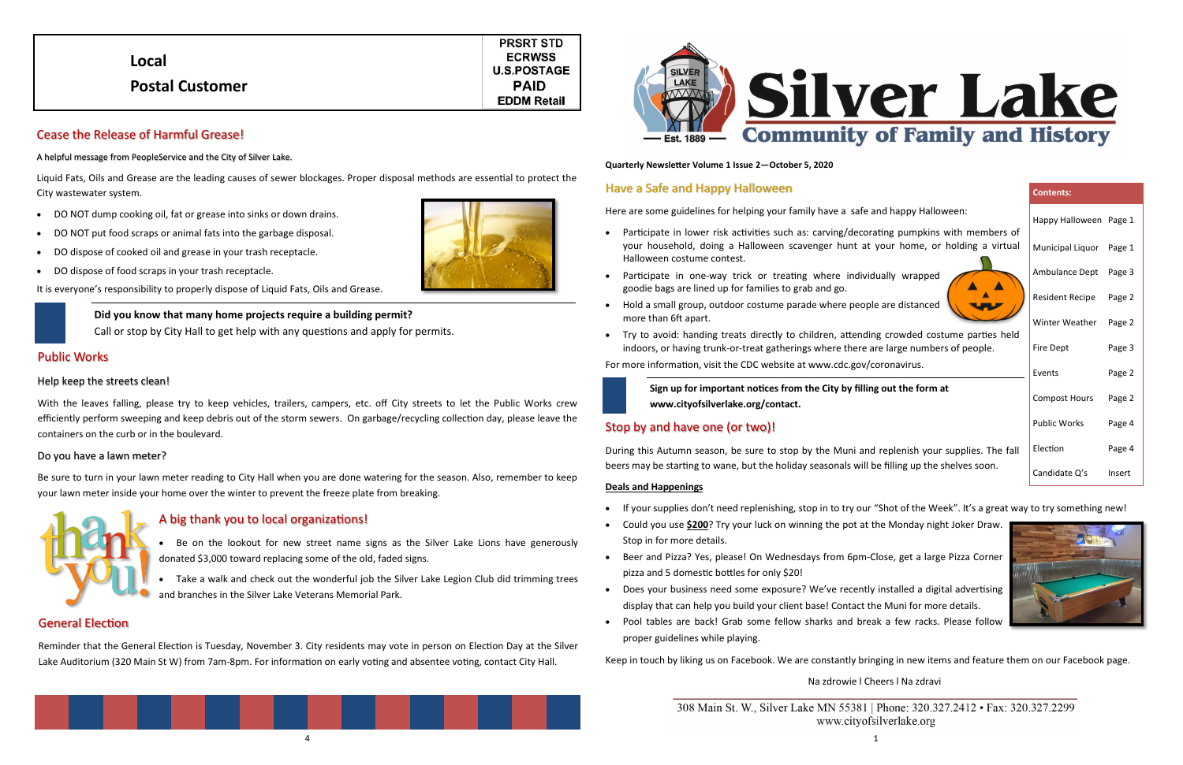Local

Postal Customer

PRSRT STD
ECRWSS
U.S.POSTAGE
PAID
EDDM Retail

## Cease the Release of Harmful Grease!

A helpful message from PeopleService and the City of Silver Lake.

Liquid Fats, Oils and Grease are the leading causes of sewer blockages. Proper disposal methods are essential to protect the City wastewater system.

- DO NOT dump cooking oil, fat or grease into sinks or down drains.
- DO NOT put food scraps or animal fats into the garbage disposal.
- DO dispose of cooked oil and grease in your trash receptacle.
- DO dispose of food scraps in your trash receptacle.

It is everyone's responsibility to properly dispose of Liquid Fats, Oils and Grease.

**Did you know that many home projects require a building permit?**
Call or stop by City Hall to get help with any questions and apply for permits.

## Public Works

### Help keep the streets clean!

With the leaves falling, please try to keep vehicles, trailers, campers, etc. off City streets to let the Public Works crew efficiently perform sweeping and keep debris out of the storm sewers. On garbage/recycling collection day, please leave the containers on the curb or in the boulevard.

### Do you have a lawn meter?

Be sure to turn in your lawn meter reading to City Hall when you are done watering for the season. Also, remember to keep your lawn meter inside your home over the winter to prevent the freeze plate from breaking.

## A big thank you to local organizations!

- Be on the lookout for new street name signs as the Silver Lake Lions have generously donated $3,000 toward replacing some of the old, faded signs.
- Take a walk and check out the wonderful job the Silver Lake Legion Club did trimming trees and branches in the Silver Lake Veterans Memorial Park.

## General Election

Reminder that the General Election is Tuesday, November 3. City residents may vote in person on Election Day at the Silver Lake Auditorium (320 Main St W) from 7am-8pm. For information on early voting and absentee voting, contact City Hall.

# Silver Lake
## Community of Family and History

Est. 1889

**Quarterly Newsletter Volume 1 Issue 2—October 5, 2020**

| Contents: | |
|---|---|
| Happy Halloween | Page 1 |
| Municipal Liquor | Page 1 |
| Ambulance Dept | Page 3 |
| Resident Recipe | Page 2 |
| Winter Weather | Page 2 |
| Fire Dept | Page 3 |
| Events | Page 2 |
| Compost Hours | Page 2 |
| Public Works | Page 4 |
| Election | Page 4 |
| Candidate Q's | Insert |

## Have a Safe and Happy Halloween

Here are some guidelines for helping your family have a safe and happy Halloween:

- Participate in lower risk activities such as: carving/decorating pumpkins with members of your household, doing a Halloween scavenger hunt at your home, or holding a virtual Halloween costume contest.
- Participate in one-way trick or treating where individually wrapped goodie bags are lined up for families to grab and go.
- Hold a small group, outdoor costume parade where people are distanced more than 6ft apart.
- Try to avoid: handing treats directly to children, attending crowded costume parties held indoors, or having trunk-or-treat gatherings where there are large numbers of people.

For more information, visit the CDC website at www.cdc.gov/coronavirus.

**Sign up for important notices from the City by filling out the form at www.cityofsilverlake.org/contact.**

## Stop by and have one (or two)!

During this Autumn season, be sure to stop by the Muni and replenish your supplies. The fall beers may be starting to wane, but the holiday seasonals will be filling up the shelves soon.

**Deals and Happenings**

- If your supplies don't need replenishing, stop in to try our "Shot of the Week". It's a great way to try something new!
- Could you use **$200**? Try your luck on winning the pot at the Monday night Joker Draw. Stop in for more details.
- Beer and Pizza? Yes, please! On Wednesdays from 6pm-Close, get a large Pizza Corner pizza and 5 domestic bottles for only $20!
- Does your business need some exposure? We've recently installed a digital advertising display that can help you build your client base! Contact the Muni for more details.
- Pool tables are back! Grab some fellow sharks and break a few racks. Please follow proper guidelines while playing.

Keep in touch by liking us on Facebook. We are constantly bringing in new items and feature them on our Facebook page.

Na zdrowie l Cheers l Na zdravi

308 Main St. W., Silver Lake MN 55381 | Phone: 320.327.2412 • Fax: 320.327.2299
www.cityofsilverlake.org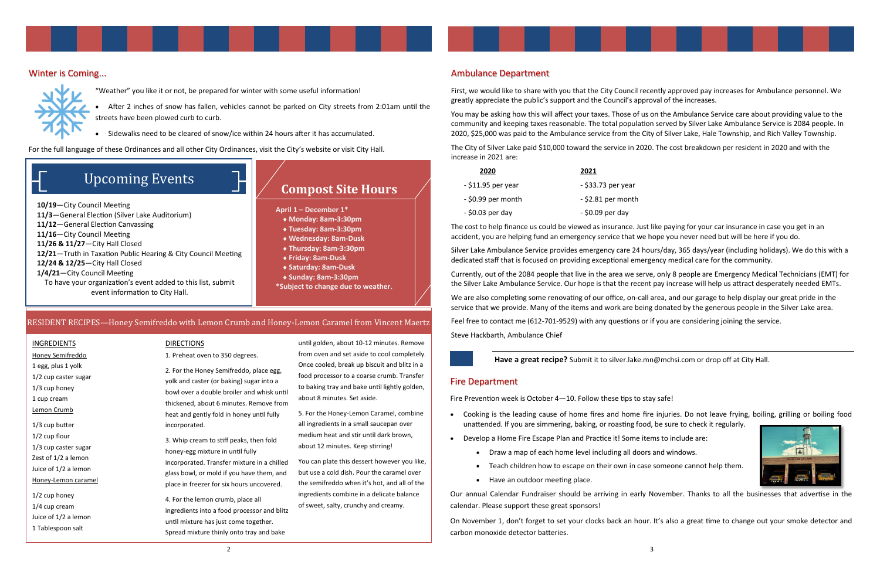## Winter is Coming...

"Weather" you like it or not, be prepared for winter with some useful information!

- After 2 inches of snow has fallen, vehicles cannot be parked on City streets from 2:01am until the streets have been plowed curb to curb.
- Sidewalks need to be cleared of snow/ice within 24 hours after it has accumulated.

For the full language of these Ordinances and all other City Ordinances, visit the City's website or visit City Hall.

## Upcoming Events

**10/19**—City Council Meeting
**11/3**—General Election (Silver Lake Auditorium)
**11/12**—General Election Canvassing
**11/16**—City Council Meeting
**11/26 & 11/27**—City Hall Closed
**12/21**—Truth in Taxation Public Hearing & City Council Meeting
**12/24 & 12/25**—City Hall Closed
**1/4/21**—City Council Meeting

To have your organization's event added to this list, submit event information to City Hall.

## Compost Site Hours

**April 1 – December 1***

- **Monday: 8am-3:30pm**
- **Tuesday: 8am-3:30pm**
- **Wednesday: 8am-Dusk**
- **Thursday: 8am-3:30pm**
- **Friday: 8am-Dusk**
- **Saturday: 8am-Dusk**
- **Sunday: 8am-3:30pm**

***Subject to change due to weather.**

## RESIDENT RECIPES—Honey Semifreddo with Lemon Crumb and Honey-Lemon Caramel from Vincent Maertz

INGREDIENTS

Honey Semifreddo

1 egg, plus 1 yolk
1/2 cup caster sugar
1/3 cup honey
1 cup cream

Lemon Crumb

1/3 cup butter
1/2 cup flour
1/3 cup caster sugar
Zest of 1/2 a lemon
Juice of 1/2 a lemon

Honey-Lemon caramel

1/2 cup honey
1/4 cup cream
Juice of 1/2 a lemon
1 Tablespoon salt

DIRECTIONS

1. Preheat oven to 350 degrees.

2. For the Honey Semifreddo, place egg, yolk and caster (or baking) sugar into a bowl over a double broiler and whisk until thickened, about 6 minutes. Remove from heat and gently fold in honey until fully incorporated.

3. Whip cream to stiff peaks, then fold honey-egg mixture in until fully incorporated. Transfer mixture in a chilled glass bowl, or mold if you have them, and place in freezer for six hours uncovered.

4. For the lemon crumb, place all ingredients into a food processor and blitz until mixture has just come together. Spread mixture thinly onto tray and bake until golden, about 10-12 minutes. Remove from oven and set aside to cool completely. Once cooled, break up biscuit and blitz in a food processor to a coarse crumb. Transfer to baking tray and bake until lightly golden, about 8 minutes. Set aside.

5. For the Honey-Lemon Caramel, combine all ingredients in a small saucepan over medium heat and stir until dark brown, about 12 minutes. Keep stirring!

You can plate this dessert however you like, but use a cold dish. Pour the caramel over the semifreddo when it's hot, and all of the ingredients combine in a delicate balance of sweet, salty, crunchy and creamy.

## Ambulance Department

First, we would like to share with you that the City Council recently approved pay increases for Ambulance personnel. We greatly appreciate the public's support and the Council's approval of the increases.

You may be asking how this will affect your taxes. Those of us on the Ambulance Service care about providing value to the community and keeping taxes reasonable. The total population served by Silver Lake Ambulance Service is 2084 people. In 2020, $25,000 was paid to the Ambulance service from the City of Silver Lake, Hale Township, and Rich Valley Township.

The City of Silver Lake paid $10,000 toward the service in 2020. The cost breakdown per resident in 2020 and with the increase in 2021 are:

| 2020 | 2021 |
|---|---|
| - $11.95 per year | - $33.73 per year |
| - $0.99 per month | - $2.81 per month |
| - $0.03 per day | - $0.09 per day |

The cost to help finance us could be viewed as insurance. Just like paying for your car insurance in case you get in an accident, you are helping fund an emergency service that we hope you never need but will be here if you do.

Silver Lake Ambulance Service provides emergency care 24 hours/day, 365 days/year (including holidays). We do this with a dedicated staff that is focused on providing exceptional emergency medical care for the community.

Currently, out of the 2084 people that live in the area we serve, only 8 people are Emergency Medical Technicians (EMT) for the Silver Lake Ambulance Service. Our hope is that the recent pay increase will help us attract desperately needed EMTs.

We are also completing some renovating of our office, on-call area, and our garage to help display our great pride in the service that we provide. Many of the items and work are being donated by the generous people in the Silver Lake area.

Feel free to contact me (612-701-9529) with any questions or if you are considering joining the service.

Steve Hackbarth, Ambulance Chief

**Have a great recipe?** Submit it to silver.lake.mn@mchsi.com or drop off at City Hall.

## Fire Department

Fire Prevention week is October 4—10. Follow these tips to stay safe!

- Cooking is the leading cause of home fires and home fire injuries. Do not leave frying, boiling, grilling or boiling food unattended. If you are simmering, baking, or roasting food, be sure to check it regularly.
- Develop a Home Fire Escape Plan and Practice it! Some items to include are:
    - Draw a map of each home level including all doors and windows.
    - Teach children how to escape on their own in case someone cannot help them.
    - Have an outdoor meeting place.

Our annual Calendar Fundraiser should be arriving in early November. Thanks to all the businesses that advertise in the calendar. Please support these great sponsors!

On November 1, don't forget to set your clocks back an hour. It's also a great time to change out your smoke detector and carbon monoxide detector batteries.